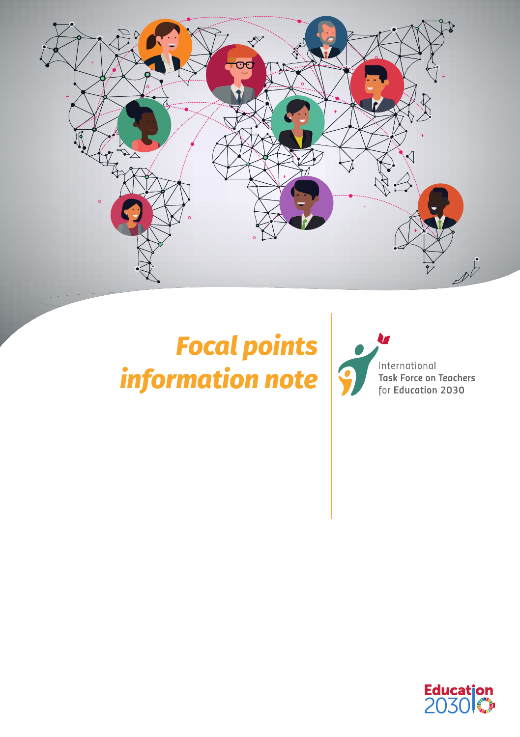# Focal points information note

International
Task Force on Teachers
for Education 2030

Education 2030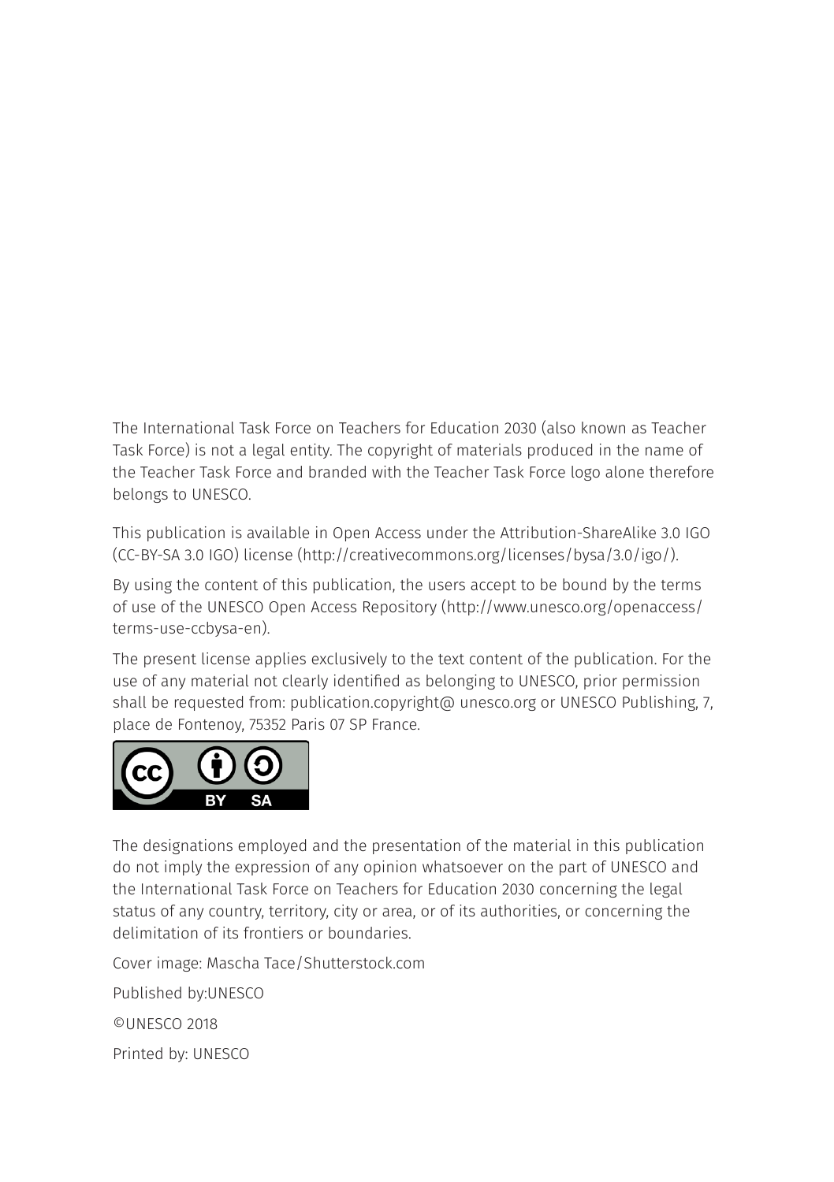The International Task Force on Teachers for Education 2030 (also known as Teacher Task Force) is not a legal entity. The copyright of materials produced in the name of the Teacher Task Force and branded with the Teacher Task Force logo alone therefore belongs to UNESCO.

This publication is available in Open Access under the Attribution-ShareAlike 3.0 IGO (CC-BY-SA 3.0 IGO) license (http://creativecommons.org/licenses/bysa/3.0/igo/).

By using the content of this publication, the users accept to be bound by the terms of use of the UNESCO Open Access Repository (http://www.unesco.org/openaccess/terms-use-ccbysa-en).

The present license applies exclusively to the text content of the publication. For the use of any material not clearly identified as belonging to UNESCO, prior permission shall be requested from: publication.copyright@ unesco.org or UNESCO Publishing, 7, place de Fontenoy, 75352 Paris 07 SP France.

The designations employed and the presentation of the material in this publication do not imply the expression of any opinion whatsoever on the part of UNESCO and the International Task Force on Teachers for Education 2030 concerning the legal status of any country, territory, city or area, or of its authorities, or concerning the delimitation of its frontiers or boundaries.

Cover image: Mascha Tace/Shutterstock.com

Published by:UNESCO

©UNESCO 2018

Printed by: UNESCO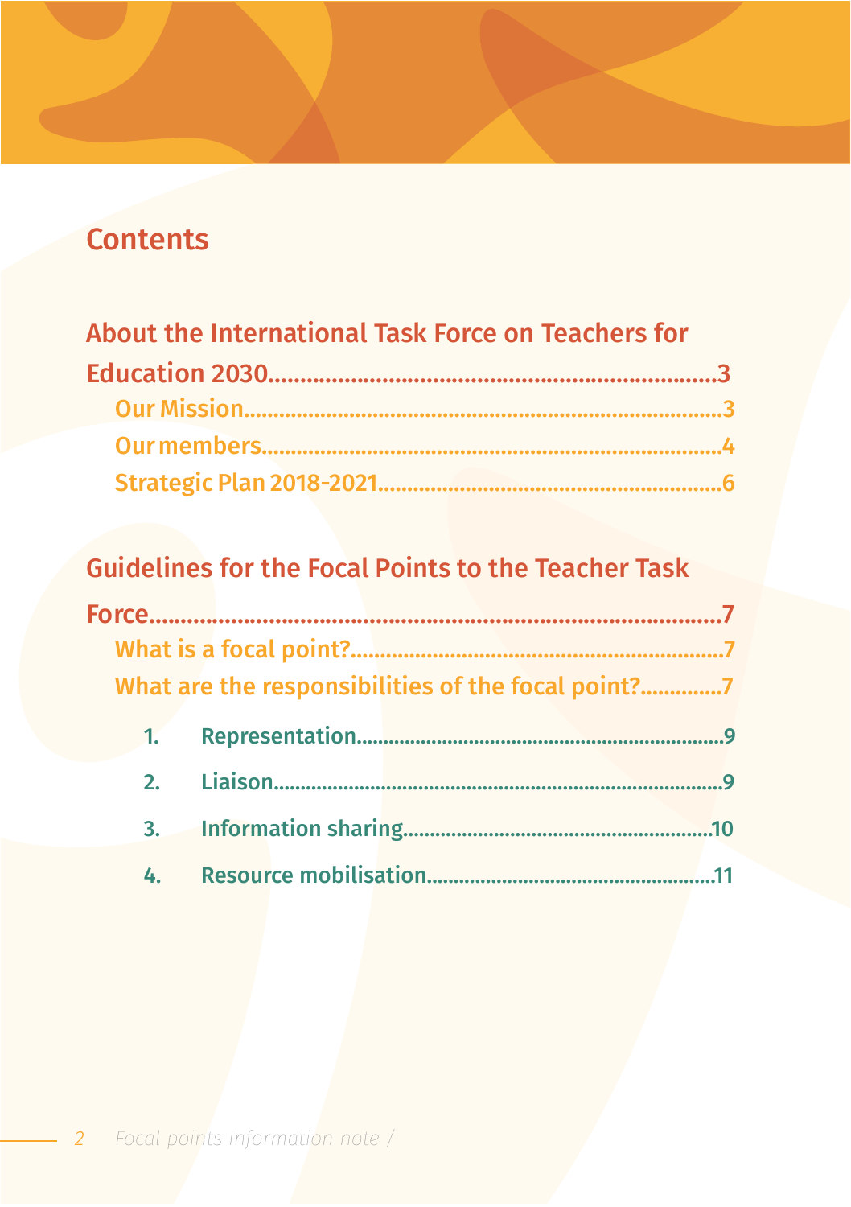# Contents

## About the International Task Force on Teachers for Education 2030.........3

- Our Mission.........3
- Our members.........4
- Strategic Plan 2018-2021.........6

## Guidelines for the Focal Points to the Teacher Task Force.........7

- What is a focal point?.........7
- What are the responsibilities of the focal point?.........7
  1. Representation.........9
  2. Liaison.........9
  3. Information sharing.........10
  4. Resource mobilisation.........11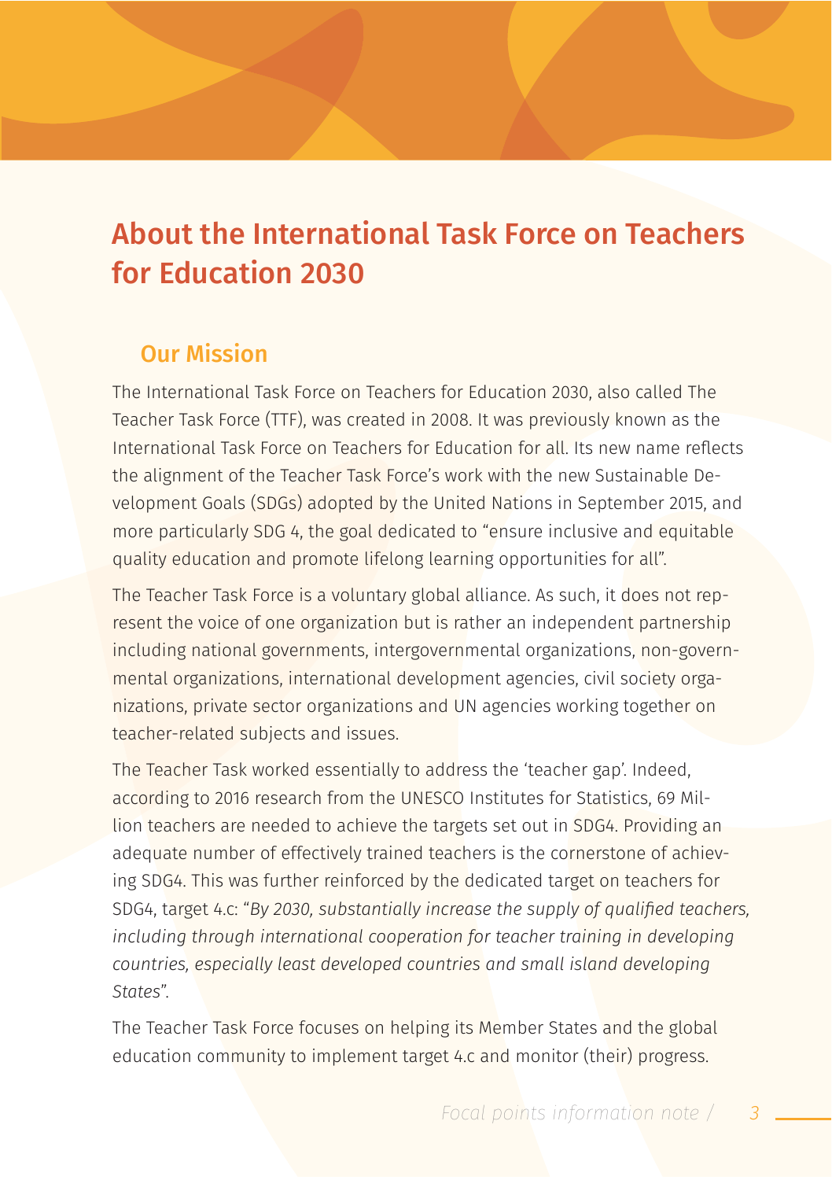# About the International Task Force on Teachers for Education 2030

## Our Mission

The International Task Force on Teachers for Education 2030, also called The Teacher Task Force (TTF), was created in 2008. It was previously known as the International Task Force on Teachers for Education for all. Its new name reflects the alignment of the Teacher Task Force's work with the new Sustainable Development Goals (SDGs) adopted by the United Nations in September 2015, and more particularly SDG 4, the goal dedicated to "ensure inclusive and equitable quality education and promote lifelong learning opportunities for all".

The Teacher Task Force is a voluntary global alliance. As such, it does not represent the voice of one organization but is rather an independent partnership including national governments, intergovernmental organizations, non-governmental organizations, international development agencies, civil society organizations, private sector organizations and UN agencies working together on teacher-related subjects and issues.

The Teacher Task worked essentially to address the 'teacher gap'. Indeed, according to 2016 research from the UNESCO Institutes for Statistics, 69 Million teachers are needed to achieve the targets set out in SDG4. Providing an adequate number of effectively trained teachers is the cornerstone of achieving SDG4. This was further reinforced by the dedicated target on teachers for SDG4, target 4.c: "*By 2030, substantially increase the supply of qualified teachers, including through international cooperation for teacher training in developing countries, especially least developed countries and small island developing States*".

The Teacher Task Force focuses on helping its Member States and the global education community to implement target 4.c and monitor (their) progress.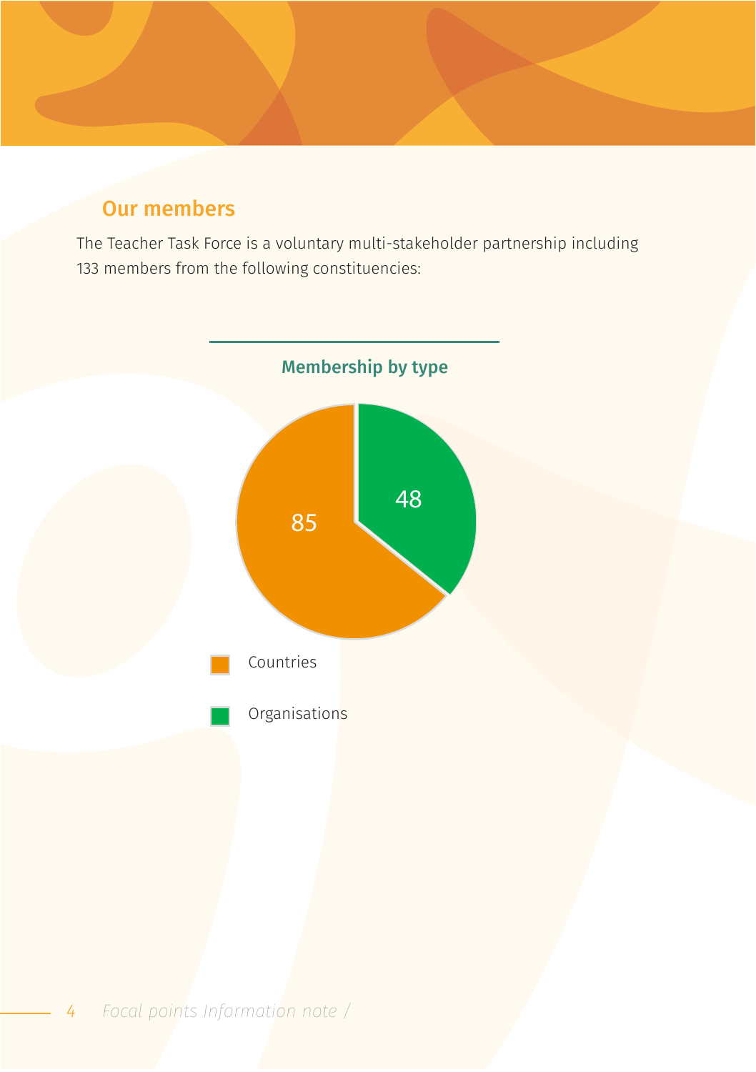## Our members

The Teacher Task Force is a voluntary multi-stakeholder partnership including 133 members from the following constituencies:

**Membership by type**

| Type | Number |
|---|---|
| Countries | 85 |
| Organisations | 48 |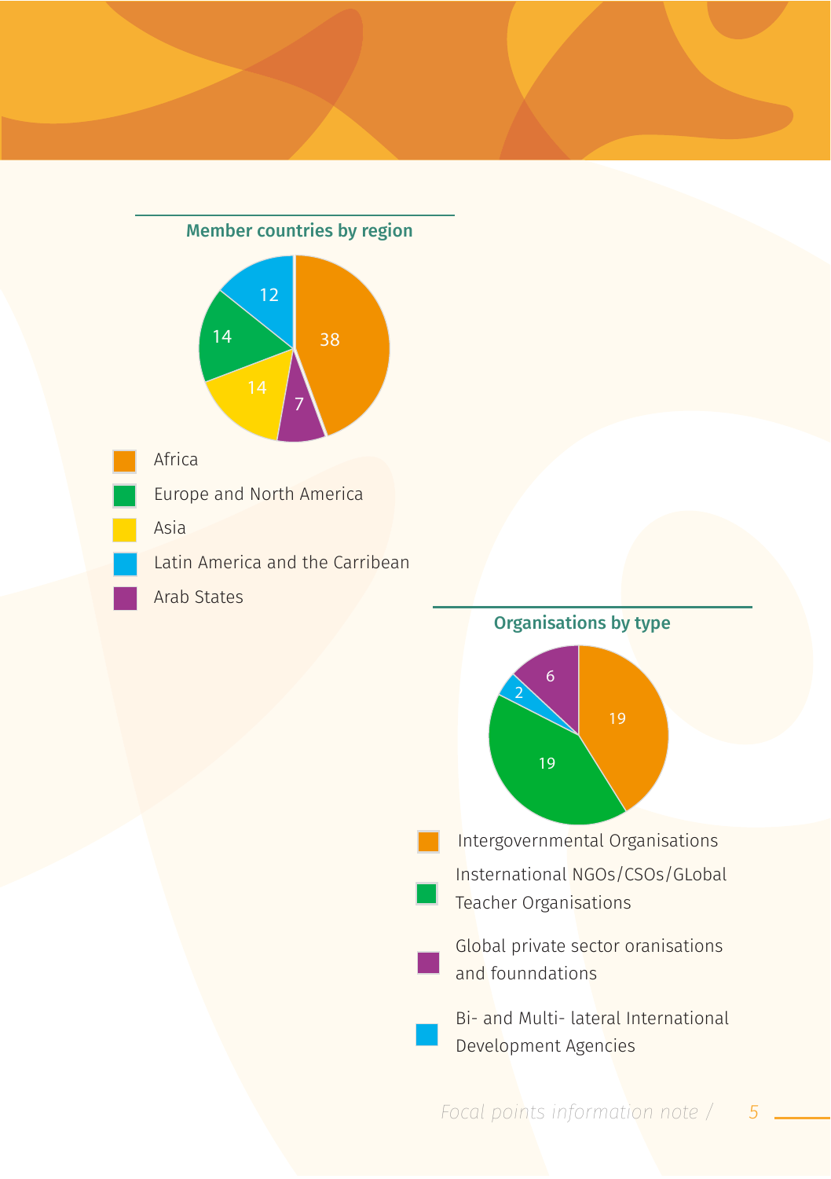## Member countries by region

| Region | Count |
|---|---|
| Africa | 38 |
| Europe and North America | 14 |
| Asia | 14 |
| Latin America and the Carribean | 12 |
| Arab States | 7 |

## Organisations by type

| Type | Count |
|---|---|
| Intergovernmental Organisations | 19 |
| International NGOs/CSOs/GLobal Teacher Organisations | 19 |
| Global private sector oranisations and founndations | 6 |
| Bi- and Multi- lateral International Development Agencies | 2 |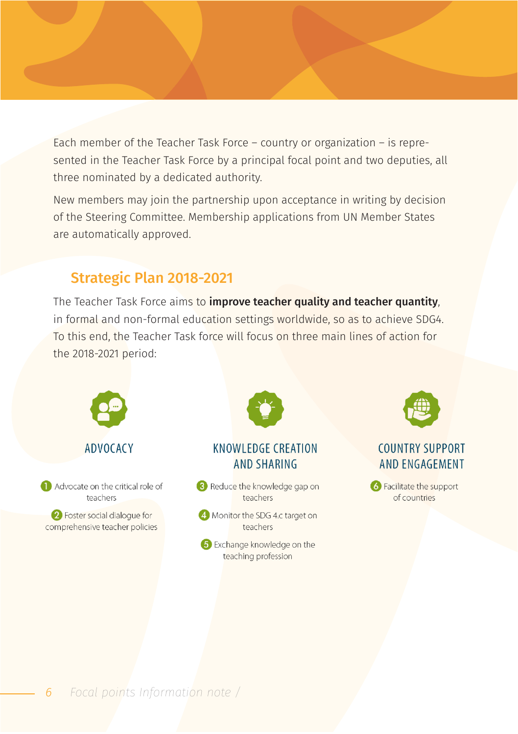Each member of the Teacher Task Force – country or organization – is represented in the Teacher Task Force by a principal focal point and two deputies, all three nominated by a dedicated authority.

New members may join the partnership upon acceptance in writing by decision of the Steering Committee. Membership applications from UN Member States are automatically approved.

## Strategic Plan 2018-2021

The Teacher Task Force aims to **improve teacher quality and teacher quantity**, in formal and non-formal education settings worldwide, so as to achieve SDG4. To this end, the Teacher Task force will focus on three main lines of action for the 2018-2021 period:

### ADVOCACY

1. Advocate on the critical role of teachers
2. Foster social dialogue for comprehensive teacher policies

### KNOWLEDGE CREATION AND SHARING

3. Reduce the knowledge gap on teachers
4. Monitor the SDG 4.c target on teachers
5. Exchange knowledge on the teaching profession

### COUNTRY SUPPORT AND ENGAGEMENT

6. Facilitate the support of countries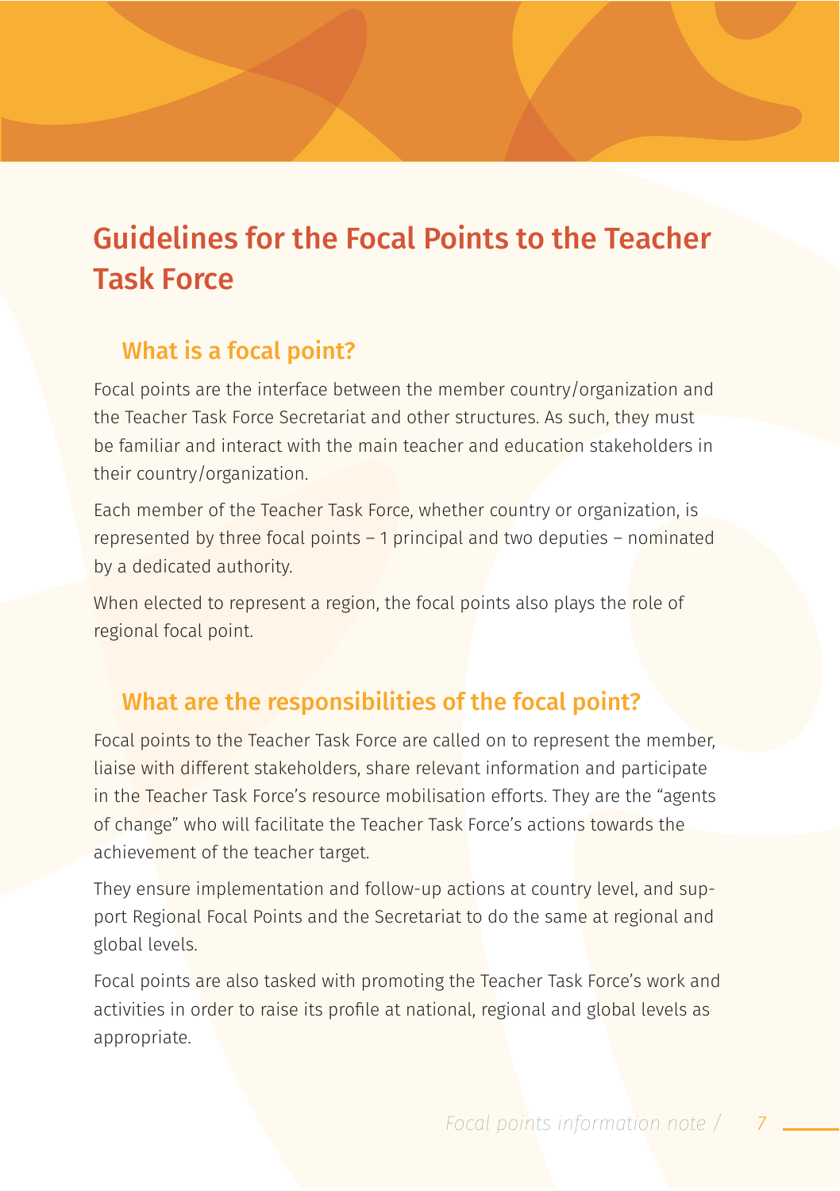# Guidelines for the Focal Points to the Teacher Task Force

## What is a focal point?

Focal points are the interface between the member country/organization and the Teacher Task Force Secretariat and other structures. As such, they must be familiar and interact with the main teacher and education stakeholders in their country/organization.

Each member of the Teacher Task Force, whether country or organization, is represented by three focal points – 1 principal and two deputies – nominated by a dedicated authority.

When elected to represent a region, the focal points also plays the role of regional focal point.

## What are the responsibilities of the focal point?

Focal points to the Teacher Task Force are called on to represent the member, liaise with different stakeholders, share relevant information and participate in the Teacher Task Force's resource mobilisation efforts. They are the "agents of change" who will facilitate the Teacher Task Force's actions towards the achievement of the teacher target.

They ensure implementation and follow-up actions at country level, and support Regional Focal Points and the Secretariat to do the same at regional and global levels.

Focal points are also tasked with promoting the Teacher Task Force's work and activities in order to raise its profile at national, regional and global levels as appropriate.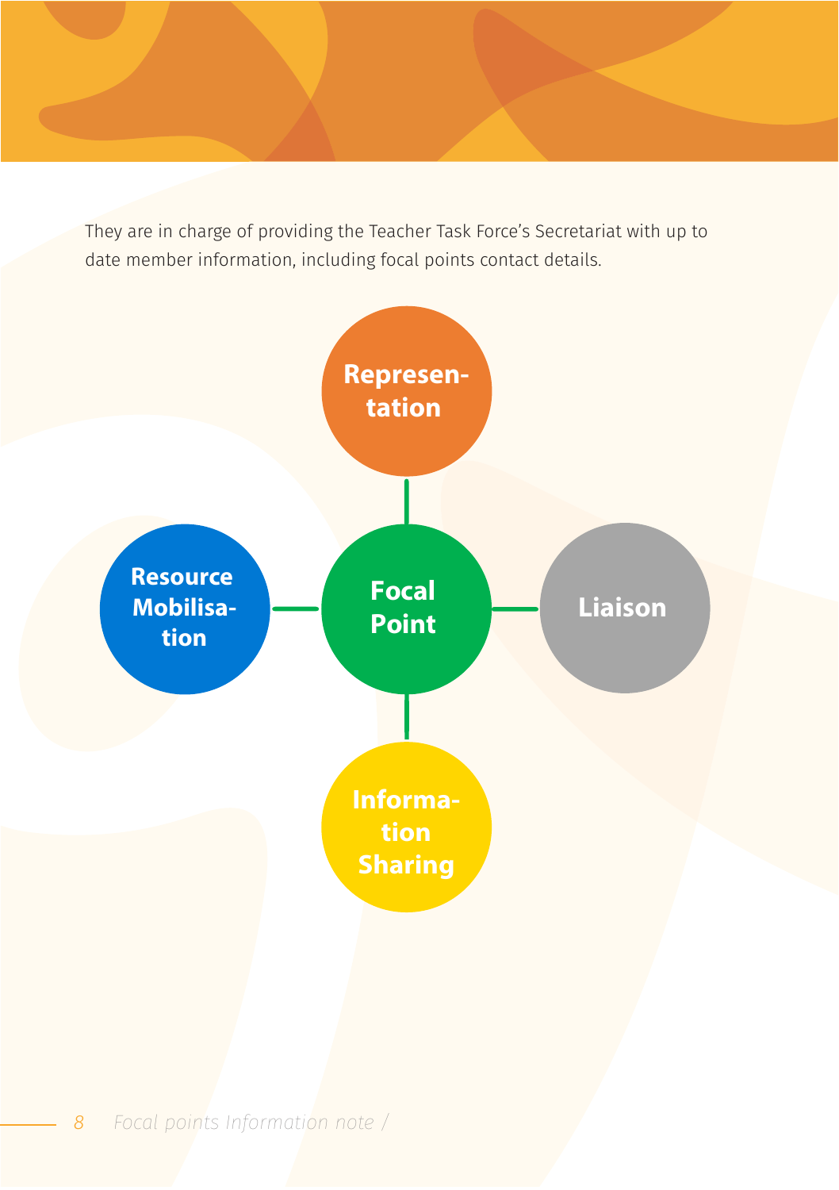They are in charge of providing the Teacher Task Force's Secretariat with up to date member information, including focal points contact details.

**Representation**

**Resource Mobilisation**

**Focal Point**

**Liaison**

**Information Sharing**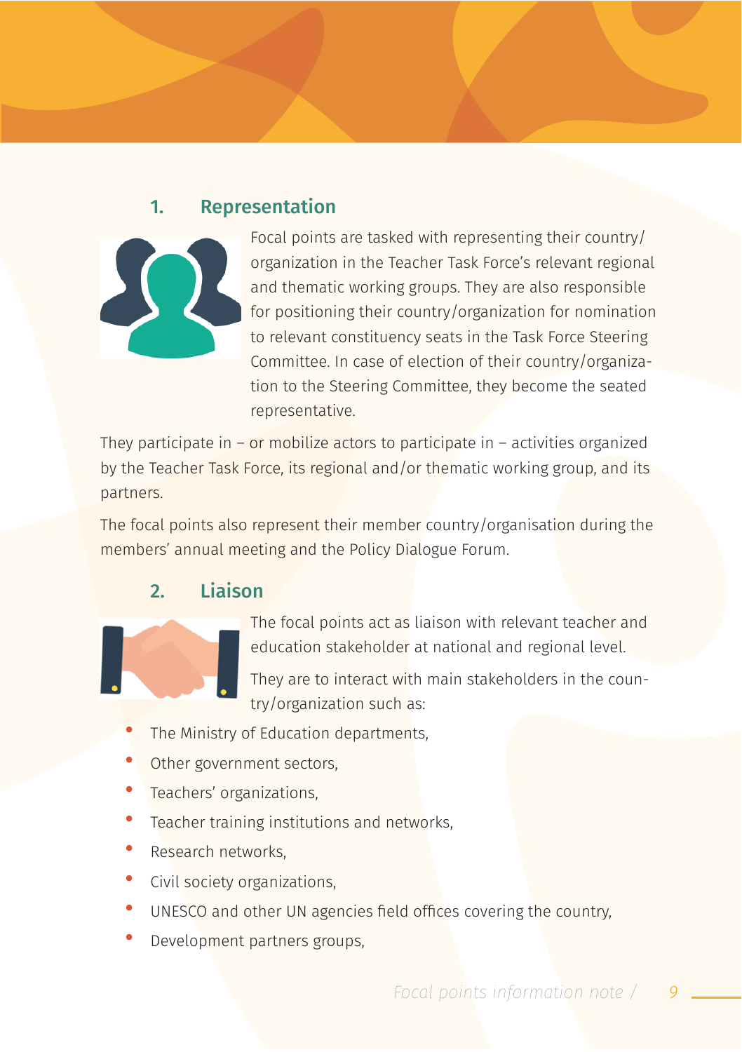## 1. Representation

Focal points are tasked with representing their country/organization in the Teacher Task Force's relevant regional and thematic working groups. They are also responsible for positioning their country/organization for nomination to relevant constituency seats in the Task Force Steering Committee. In case of election of their country/organization to the Steering Committee, they become the seated representative.

They participate in – or mobilize actors to participate in – activities organized by the Teacher Task Force, its regional and/or thematic working group, and its partners.

The focal points also represent their member country/organisation during the members' annual meeting and the Policy Dialogue Forum.

## 2. Liaison

The focal points act as liaison with relevant teacher and education stakeholder at national and regional level.

They are to interact with main stakeholders in the country/organization such as:

- The Ministry of Education departments,
- Other government sectors,
- Teachers' organizations,
- Teacher training institutions and networks,
- Research networks,
- Civil society organizations,
- UNESCO and other UN agencies field offices covering the country,
- Development partners groups,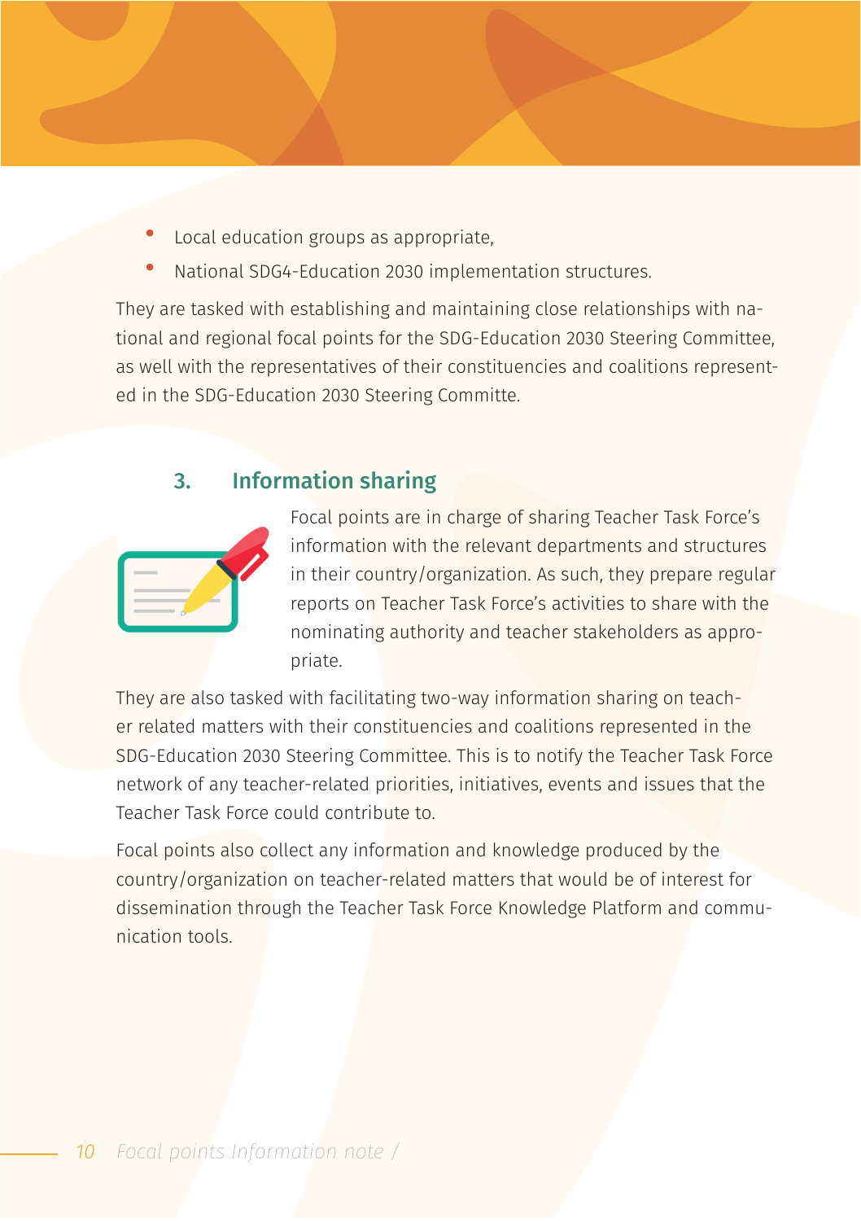- Local education groups as appropriate,
- National SDG4-Education 2030 implementation structures.

They are tasked with establishing and maintaining close relationships with national and regional focal points for the SDG-Education 2030 Steering Committee, as well with the representatives of their constituencies and coalitions represented in the SDG-Education 2030 Steering Committe.

## 3. Information sharing

Focal points are in charge of sharing Teacher Task Force's information with the relevant departments and structures in their country/organization. As such, they prepare regular reports on Teacher Task Force's activities to share with the nominating authority and teacher stakeholders as appropriate.

They are also tasked with facilitating two-way information sharing on teacher related matters with their constituencies and coalitions represented in the SDG-Education 2030 Steering Committee. This is to notify the Teacher Task Force network of any teacher-related priorities, initiatives, events and issues that the Teacher Task Force could contribute to.

Focal points also collect any information and knowledge produced by the country/organization on teacher-related matters that would be of interest for dissemination through the Teacher Task Force Knowledge Platform and communication tools.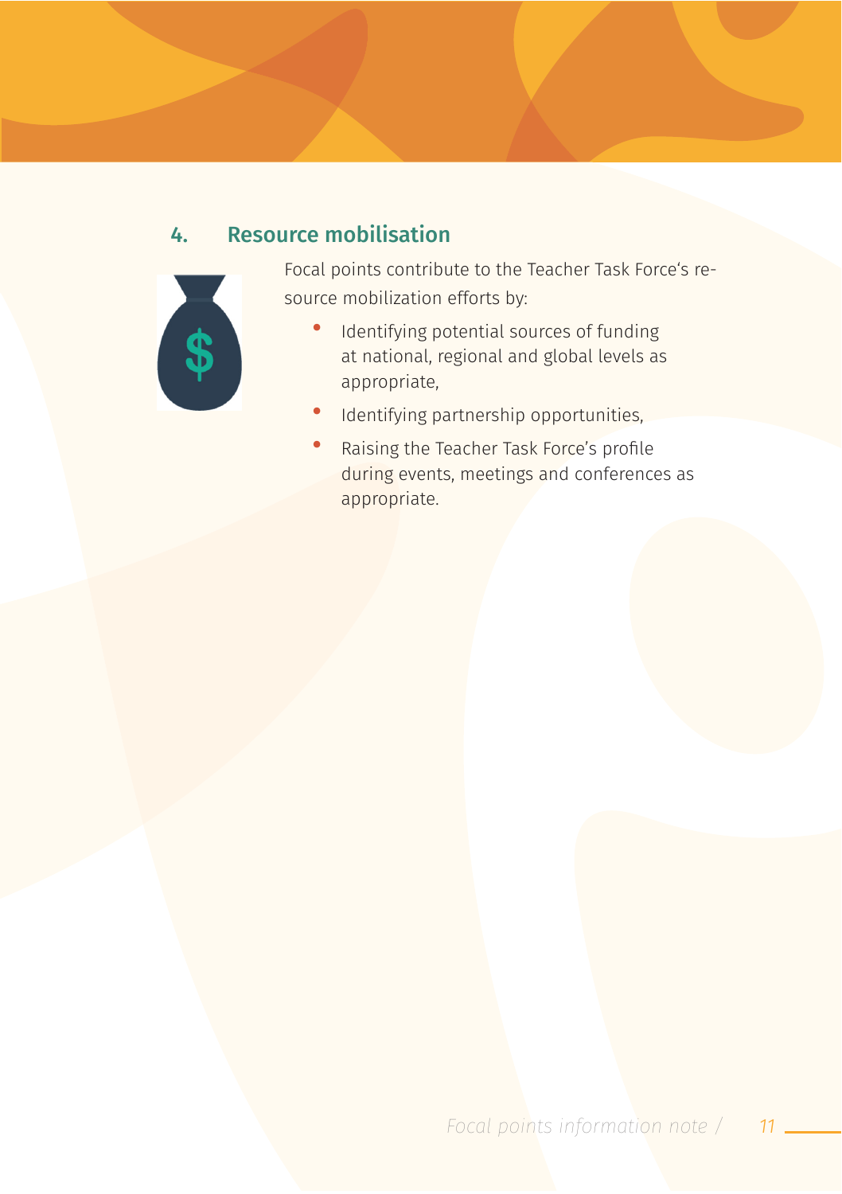## 4. Resource mobilisation

Focal points contribute to the Teacher Task Force‘s resource mobilization efforts by:

- Identifying potential sources of funding at national, regional and global levels as appropriate,
- Identifying partnership opportunities,
- Raising the Teacher Task Force’s profile during events, meetings and conferences as appropriate.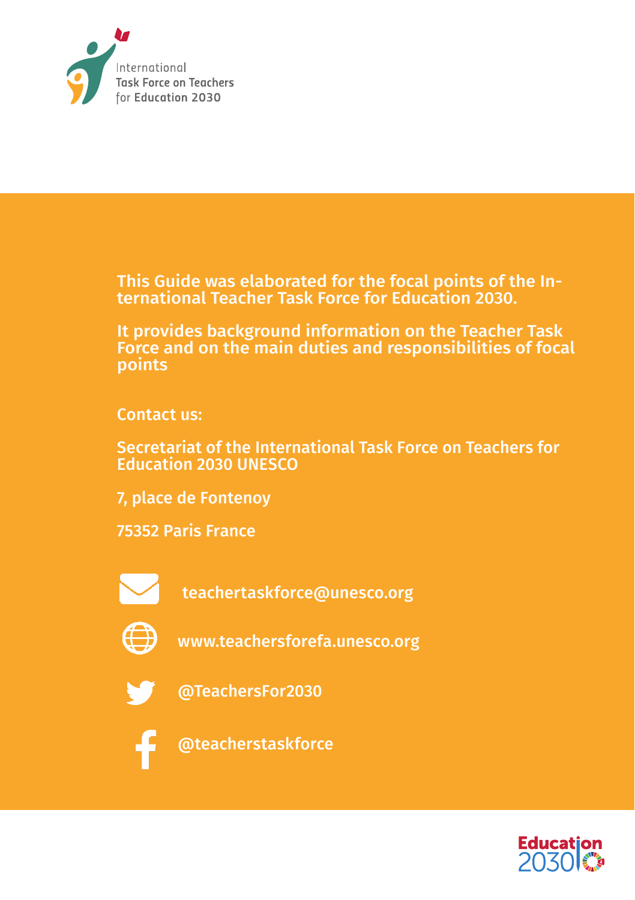International
Task Force on Teachers
for Education 2030

**This Guide was elaborated for the focal points of the International Teacher Task Force for Education 2030.**

**It provides background information on the Teacher Task Force and on the main duties and responsibilities of focal points**

**Contact us:**

**Secretariat of the International Task Force on Teachers for Education 2030 UNESCO**

**7, place de Fontenoy**

**75352 Paris France**

**teachertaskforce@unesco.org**

**www.teachersforefa.unesco.org**

**@TeachersFor2030**

**@teacherstaskforce**

Education 2030